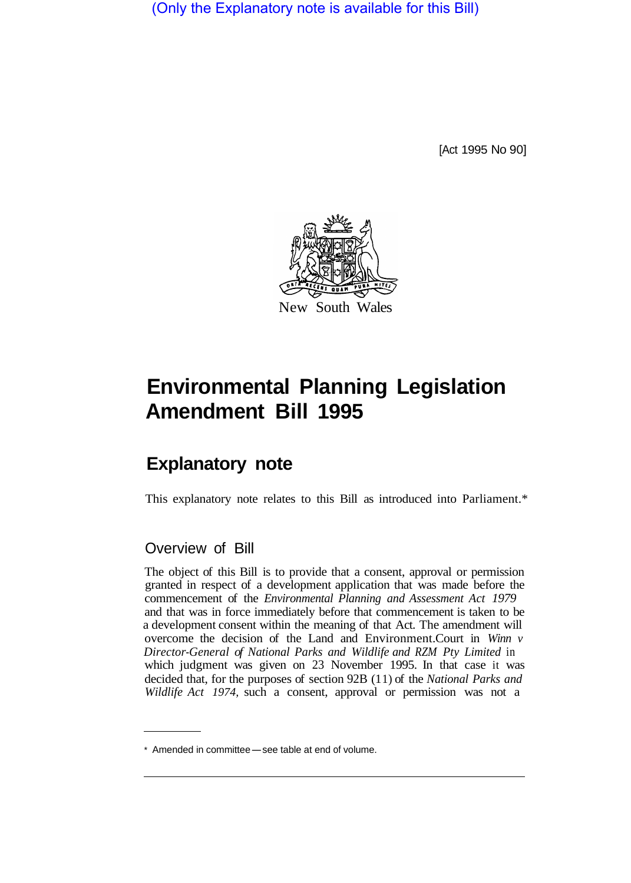(Only the Explanatory note is available for this Bill)

[Act 1995 No 90]

New South Wales

# Environmental Planning Legislation Amendment Bill 1995

## Explanatory note

This explanatory note relates to this Bill as introduced into Parliament.*

### Overview of Bill

The object of this Bill is to provide that a consent, approval or permission granted in respect of a development application that was made before the commencement of the *Environmental Planning and Assessment Act 1979* and that was in force immediately before that commencement is taken to be a development consent within the meaning of that Act. The amendment will overcome the decision of the Land and Environment.Court in *Winn v Director-General of National Parks and Wildlife and RZM Pty Limited* in which judgment was given on 23 November 1995. In that case it was decided that, for the purposes of section 92B (11) of the *National Parks and Wildlife Act 1974*, such a consent, approval or permission was not a

\* Amended in committee—see table at end of volume.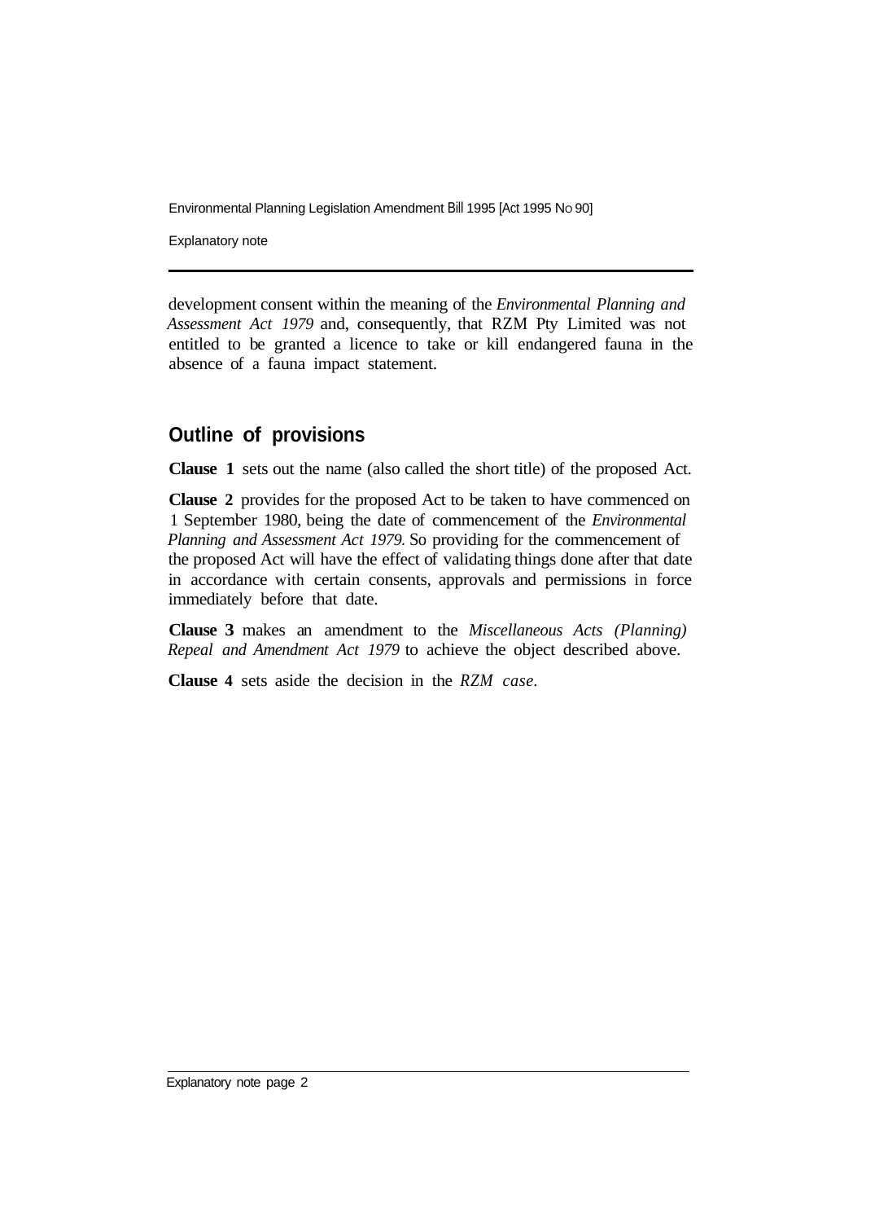development consent within the meaning of the *Environmental Planning and Assessment Act 1979* and, consequently, that RZM Pty Limited was not entitled to be granted a licence to take or kill endangered fauna in the absence of a fauna impact statement.

## Outline of provisions

**Clause 1** sets out the name (also called the short title) of the proposed Act.

**Clause 2** provides for the proposed Act to be taken to have commenced on 1 September 1980, being the date of commencement of the *Environmental Planning and Assessment Act 1979*. So providing for the commencement of the proposed Act will have the effect of validating things done after that date in accordance with certain consents, approvals and permissions in force immediately before that date.

**Clause 3** makes an amendment to the *Miscellaneous Acts (Planning) Repeal and Amendment Act 1979* to achieve the object described above.

**Clause 4** sets aside the decision in the *RZM case*.